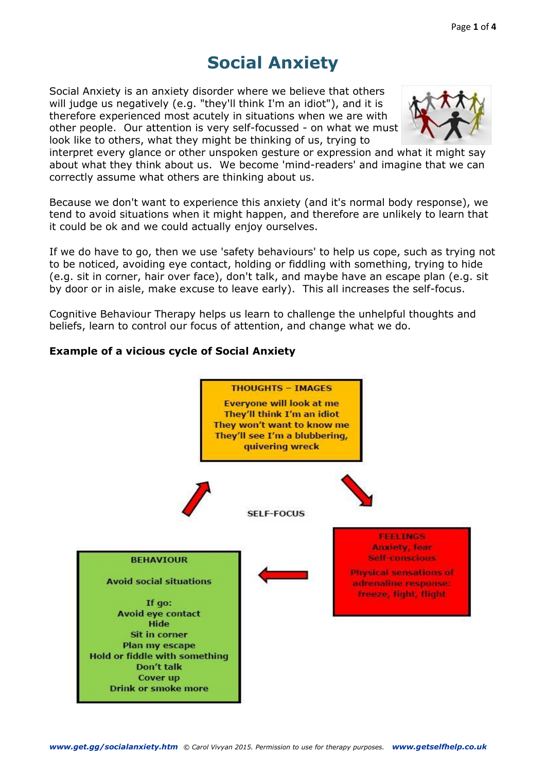# Social Anxiety

Social Anxiety is an anxiety disorder where we believe that others will judge us negatively (e.g. "they'll think I'm an idiot"), and it is therefore experienced most acutely in situations when we are with other people. Our attention is very self-focussed - on what we must look like to others, what they might be thinking of us, trying to interpret every glance or other unspoken gesture or expression and what it might say about what they think about us. We become 'mind-readers' and imagine that we can correctly assume what others are thinking about us.

Because we don't want to experience this anxiety (and it's normal body response), we tend to avoid situations when it might happen, and therefore are unlikely to learn that it could be ok and we could actually enjoy ourselves.

If we do have to go, then we use 'safety behaviours' to help us cope, such as trying not to be noticed, avoiding eye contact, holding or fiddling with something, trying to hide (e.g. sit in corner, hair over face), don't talk, and maybe have an escape plan (e.g. sit by door or in aisle, make excuse to leave early). This all increases the self-focus.

Cognitive Behaviour Therapy helps us learn to challenge the unhelpful thoughts and beliefs, learn to control our focus of attention, and change what we do.

**Example of a vicious cycle of Social Anxiety**

**THOUGHTS – IMAGES**

Everyone will look at me
They'll think I'm an idiot
They won't want to know me
They'll see I'm a blubbering, quivering wreck

**SELF-FOCUS**

**FEELINGS**

Anxiety, fear
Self-conscious

Physical sensations of adrenaline response: freeze, fight, flight

**BEHAVIOUR**

Avoid social situations

If go:
Avoid eye contact
Hide
Sit in corner
Plan my escape
Hold or fiddle with something
Don't talk
Cover up
Drink or smoke more

*www.get.gg/socialanxiety.htm* © Carol Vivyan 2015. Permission to use for therapy purposes. *www.getselfhelp.co.uk*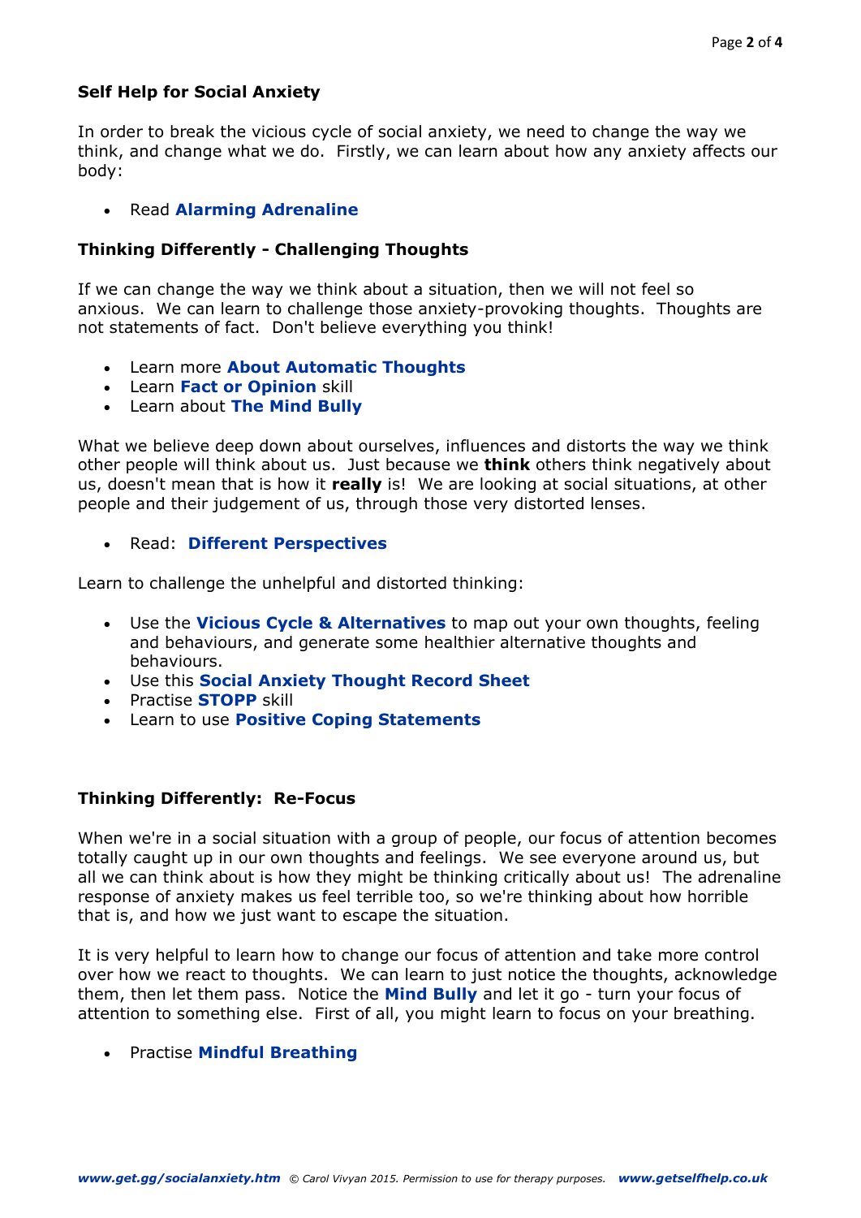### Self Help for Social Anxiety

In order to break the vicious cycle of social anxiety, we need to change the way we think, and change what we do. Firstly, we can learn about how any anxiety affects our body:

- Read **Alarming Adrenaline**

### Thinking Differently - Challenging Thoughts

If we can change the way we think about a situation, then we will not feel so anxious. We can learn to challenge those anxiety-provoking thoughts. Thoughts are not statements of fact. Don't believe everything you think!

- Learn more **About Automatic Thoughts**
- Learn **Fact or Opinion** skill
- Learn about **The Mind Bully**

What we believe deep down about ourselves, influences and distorts the way we think other people will think about us. Just because we **think** others think negatively about us, doesn't mean that is how it **really** is! We are looking at social situations, at other people and their judgement of us, through those very distorted lenses.

- Read: **Different Perspectives**

Learn to challenge the unhelpful and distorted thinking:

- Use the **Vicious Cycle & Alternatives** to map out your own thoughts, feeling and behaviours, and generate some healthier alternative thoughts and behaviours.
- Use this **Social Anxiety Thought Record Sheet**
- Practise **STOPP** skill
- Learn to use **Positive Coping Statements**

### Thinking Differently: Re-Focus

When we're in a social situation with a group of people, our focus of attention becomes totally caught up in our own thoughts and feelings. We see everyone around us, but all we can think about is how they might be thinking critically about us! The adrenaline response of anxiety makes us feel terrible too, so we're thinking about how horrible that is, and how we just want to escape the situation.

It is very helpful to learn how to change our focus of attention and take more control over how we react to thoughts. We can learn to just notice the thoughts, acknowledge them, then let them pass. Notice the **Mind Bully** and let it go - turn your focus of attention to something else. First of all, you might learn to focus on your breathing.

- Practise **Mindful Breathing**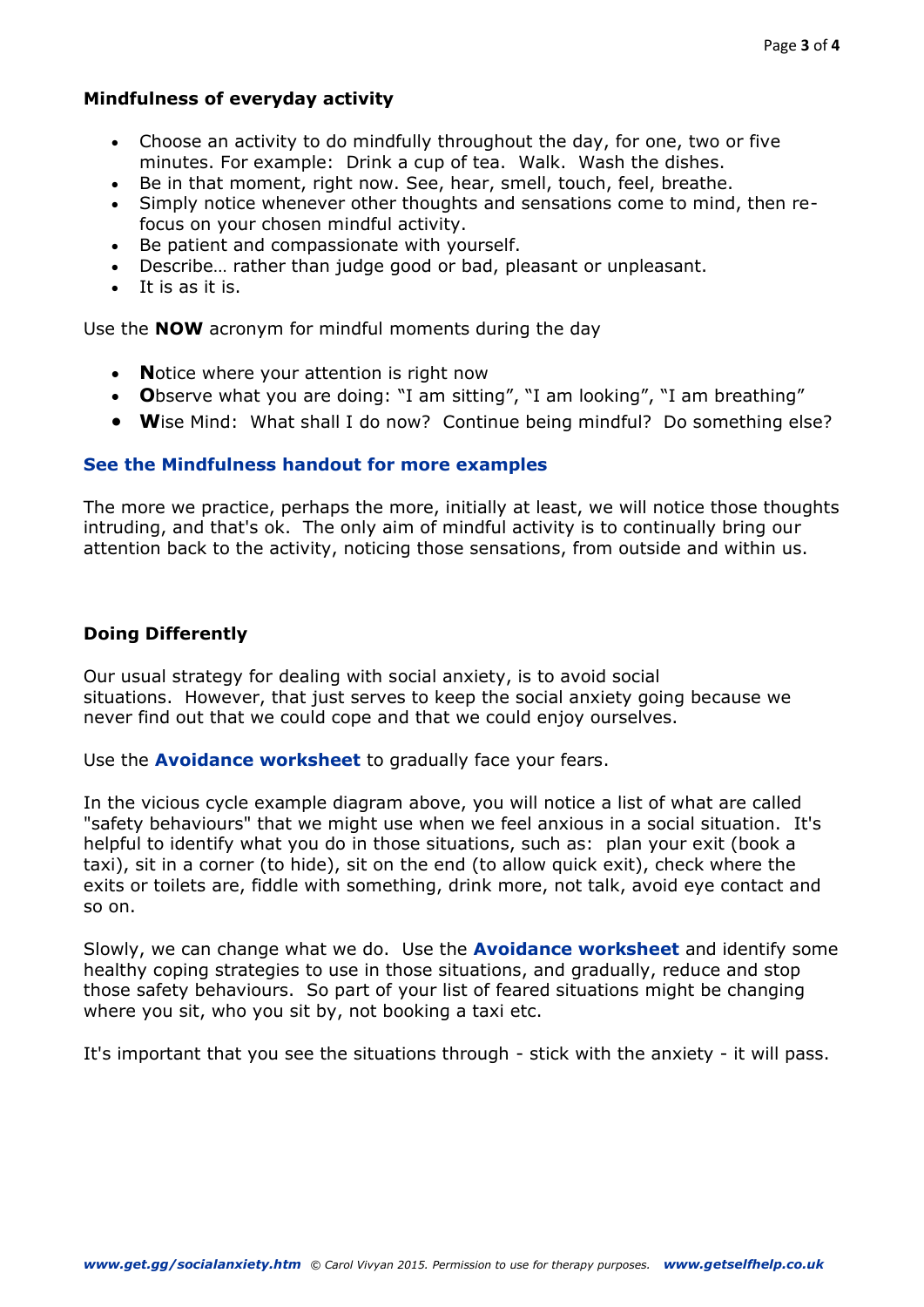**Mindfulness of everyday activity**

- Choose an activity to do mindfully throughout the day, for one, two or five minutes. For example: Drink a cup of tea. Walk. Wash the dishes.
- Be in that moment, right now. See, hear, smell, touch, feel, breathe.
- Simply notice whenever other thoughts and sensations come to mind, then re-focus on your chosen mindful activity.
- Be patient and compassionate with yourself.
- Describe… rather than judge good or bad, pleasant or unpleasant.
- It is as it is.

Use the **NOW** acronym for mindful moments during the day

- **N**otice where your attention is right now
- **O**bserve what you are doing: "I am sitting", "I am looking", "I am breathing"
- **W**ise Mind: What shall I do now? Continue being mindful? Do something else?

**See the Mindfulness handout for more examples**

The more we practice, perhaps the more, initially at least, we will notice those thoughts intruding, and that's ok. The only aim of mindful activity is to continually bring our attention back to the activity, noticing those sensations, from outside and within us.

**Doing Differently**

Our usual strategy for dealing with social anxiety, is to avoid social situations. However, that just serves to keep the social anxiety going because we never find out that we could cope and that we could enjoy ourselves.

Use the **Avoidance worksheet** to gradually face your fears.

In the vicious cycle example diagram above, you will notice a list of what are called "safety behaviours" that we might use when we feel anxious in a social situation. It's helpful to identify what you do in those situations, such as: plan your exit (book a taxi), sit in a corner (to hide), sit on the end (to allow quick exit), check where the exits or toilets are, fiddle with something, drink more, not talk, avoid eye contact and so on.

Slowly, we can change what we do. Use the **Avoidance worksheet** and identify some healthy coping strategies to use in those situations, and gradually, reduce and stop those safety behaviours. So part of your list of feared situations might be changing where you sit, who you sit by, not booking a taxi etc.

It's important that you see the situations through - stick with the anxiety - it will pass.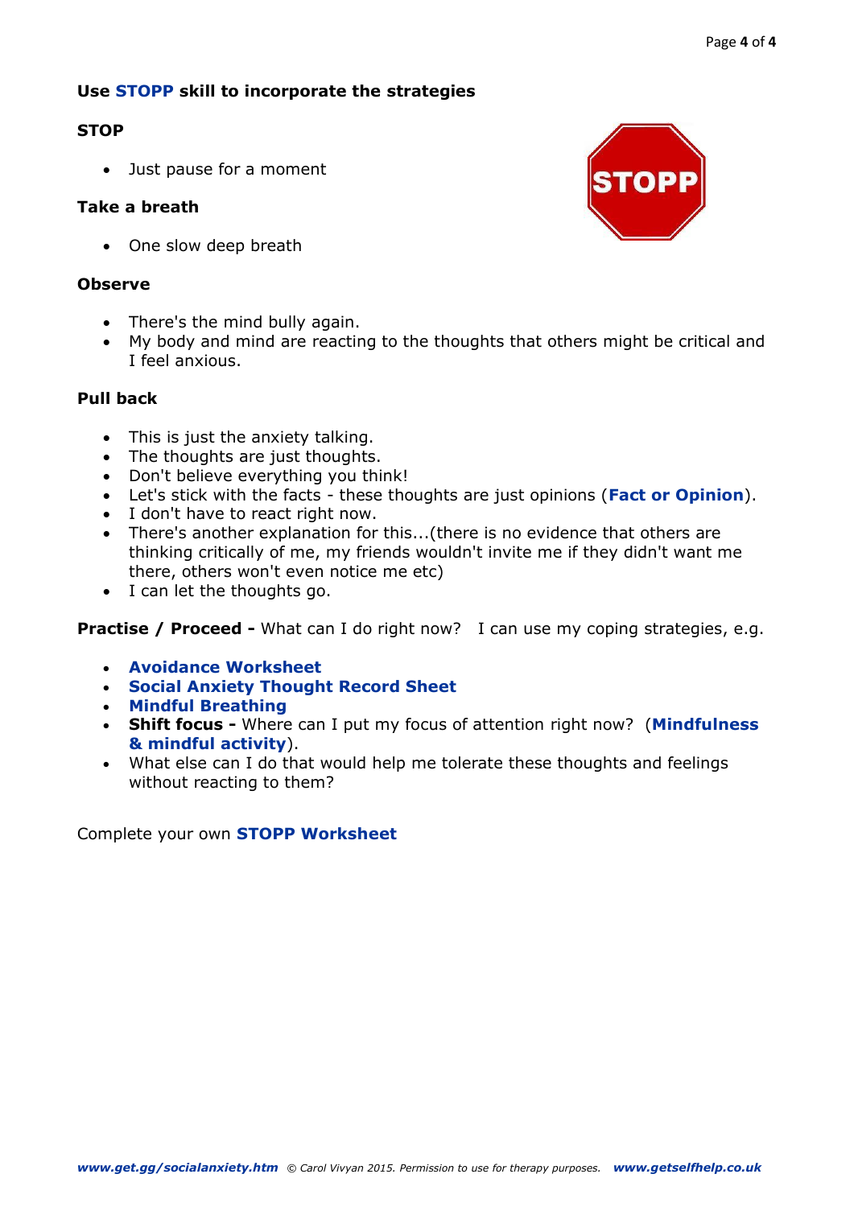## Use STOPP skill to incorporate the strategies

### STOP

- Just pause for a moment

### Take a breath

- One slow deep breath

### Observe

- There's the mind bully again.
- My body and mind are reacting to the thoughts that others might be critical and I feel anxious.

### Pull back

- This is just the anxiety talking.
- The thoughts are just thoughts.
- Don't believe everything you think!
- Let's stick with the facts - these thoughts are just opinions (**Fact or Opinion**).
- I don't have to react right now.
- There's another explanation for this...(there is no evidence that others are thinking critically of me, my friends wouldn't invite me if they didn't want me there, others won't even notice me etc)
- I can let the thoughts go.

**Practise / Proceed -** What can I do right now? I can use my coping strategies, e.g.

- **Avoidance Worksheet**
- **Social Anxiety Thought Record Sheet**
- **Mindful Breathing**
- **Shift focus -** Where can I put my focus of attention right now? (**Mindfulness & mindful activity**).
- What else can I do that would help me tolerate these thoughts and feelings without reacting to them?

Complete your own **STOPP Worksheet**

*www.get.gg/socialanxiety.htm © Carol Vivyan 2015. Permission to use for therapy purposes. www.getselfhelp.co.uk*